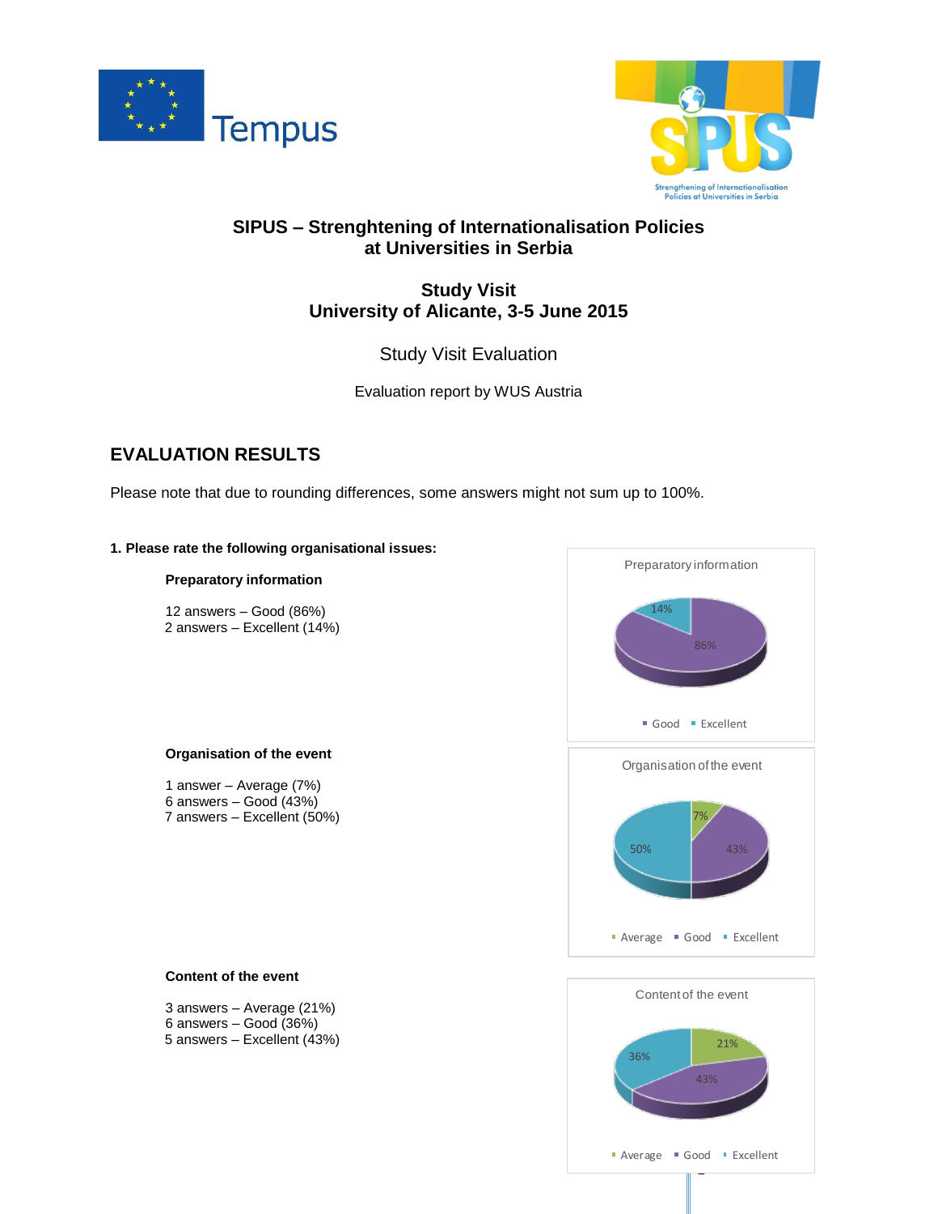# SIPUS – Strenghtening of Internationalisation Policies at Universities in Serbia

## Study Visit
## University of Alicante, 3-5 June 2015

Study Visit Evaluation

Evaluation report by WUS Austria

## EVALUATION RESULTS

Please note that due to rounding differences, some answers might not sum up to 100%.

**1. Please rate the following organisational issues:**

**Preparatory information**

12 answers – Good (86%)
2 answers – Excellent (14%)

**Organisation of the event**

1 answer – Average (7%)
6 answers – Good (43%)
7 answers – Excellent (50%)

**Content of the event**

3 answers – Average (21%)
6 answers – Good (36%)
5 answers – Excellent (43%)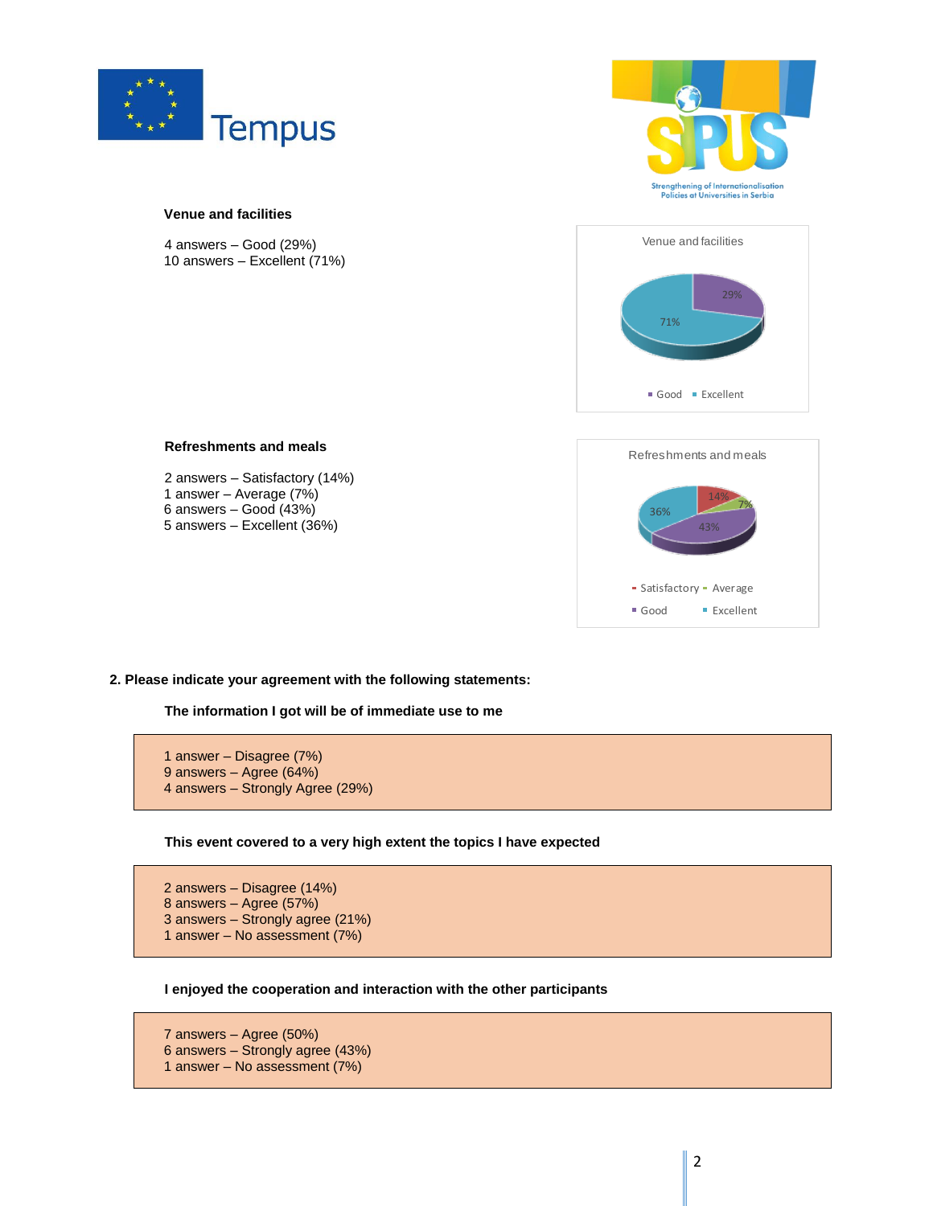**Venue and facilities**

4 answers – Good (29%)
10 answers – Excellent (71%)

**Refreshments and meals**

2 answers – Satisfactory (14%)
1 answer – Average (7%)
6 answers – Good (43%)
5 answers – Excellent (36%)

**2. Please indicate your agreement with the following statements:**

**The information I got will be of immediate use to me**

1 answer – Disagree (7%)
9 answers – Agree (64%)
4 answers – Strongly Agree (29%)

**This event covered to a very high extent the topics I have expected**

2 answers – Disagree (14%)
8 answers – Agree (57%)
3 answers – Strongly agree (21%)
1 answer – No assessment (7%)

**I enjoyed the cooperation and interaction with the other participants**

7 answers – Agree (50%)
6 answers – Strongly agree (43%)
1 answer – No assessment (7%)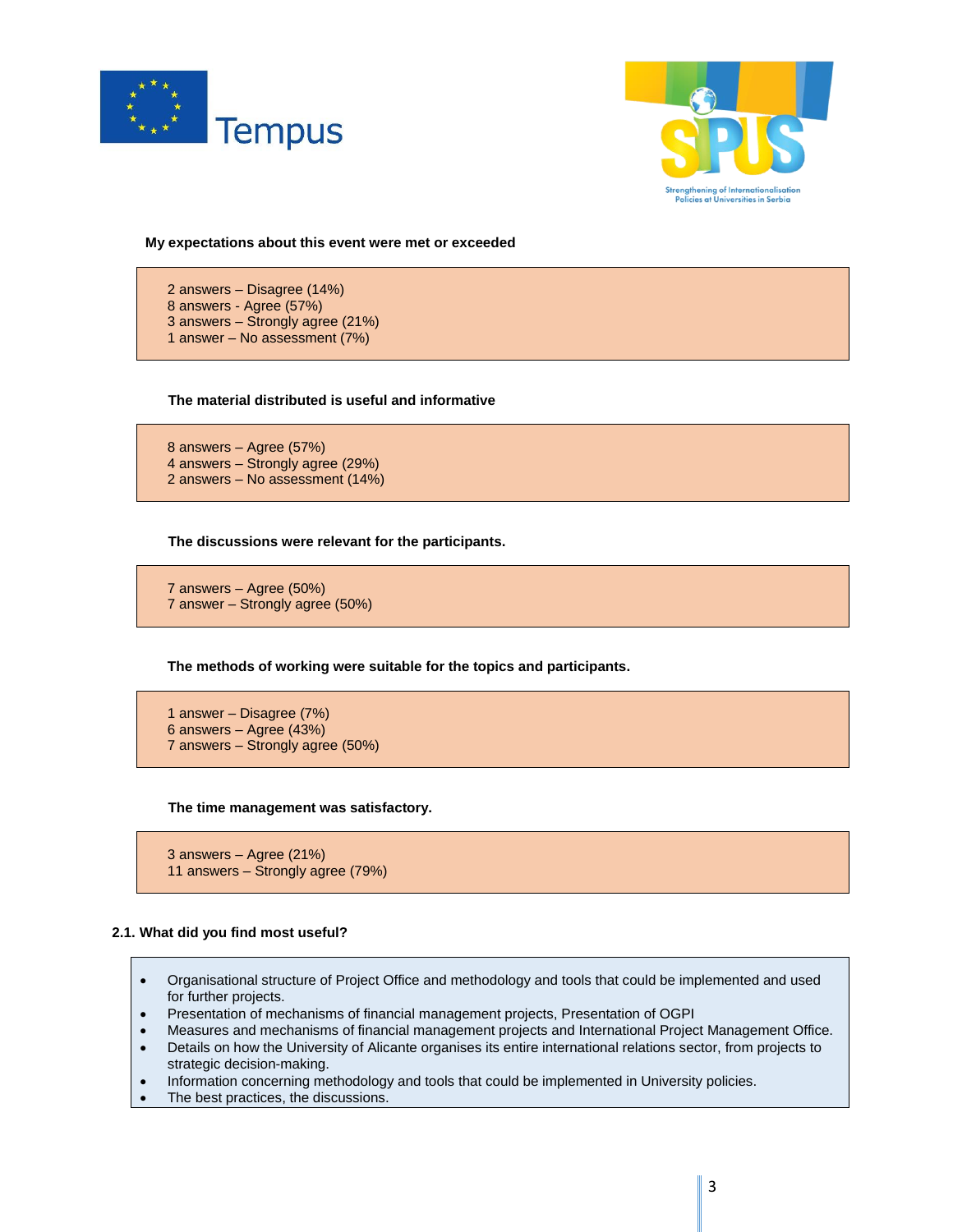**My expectations about this event were met or exceeded**

2 answers – Disagree (14%)
8 answers - Agree (57%)
3 answers – Strongly agree (21%)
1 answer – No assessment (7%)

**The material distributed is useful and informative**

8 answers – Agree (57%)
4 answers – Strongly agree (29%)
2 answers – No assessment (14%)

**The discussions were relevant for the participants.**

7 answers – Agree (50%)
7 answer – Strongly agree (50%)

**The methods of working were suitable for the topics and participants.**

1 answer – Disagree (7%)
6 answers – Agree (43%)
7 answers – Strongly agree (50%)

**The time management was satisfactory.**

3 answers – Agree (21%)
11 answers – Strongly agree (79%)

**2.1. What did you find most useful?**

- Organisational structure of Project Office and methodology and tools that could be implemented and used for further projects.
- Presentation of mechanisms of financial management projects, Presentation of OGPI
- Measures and mechanisms of financial management projects and International Project Management Office.
- Details on how the University of Alicante organises its entire international relations sector, from projects to strategic decision-making.
- Information concerning methodology and tools that could be implemented in University policies.
- The best practices, the discussions.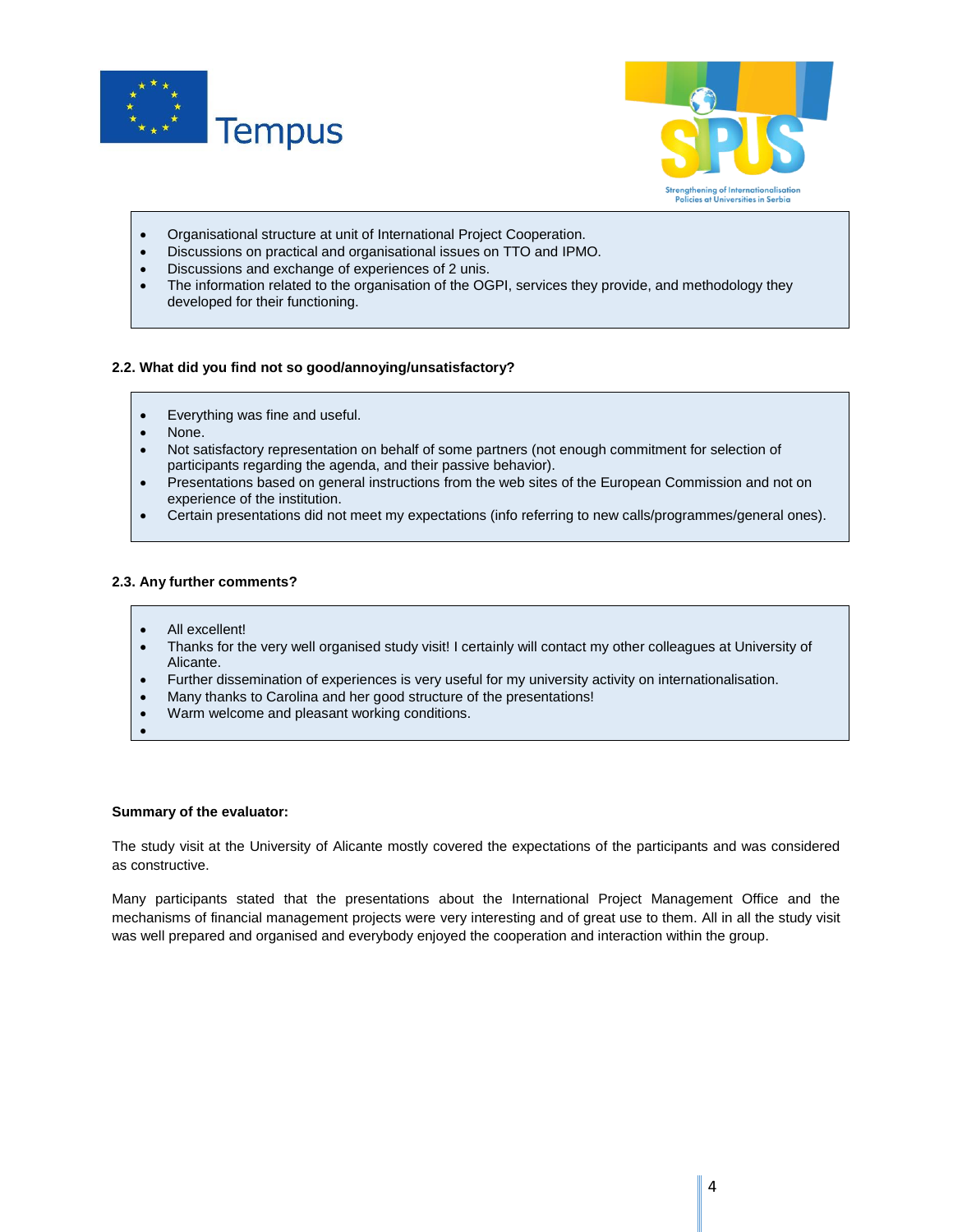- Organisational structure at unit of International Project Cooperation.
- Discussions on practical and organisational issues on TTO and IPMO.
- Discussions and exchange of experiences of 2 unis.
- The information related to the organisation of the OGPI, services they provide, and methodology they developed for their functioning.

**2.2. What did you find not so good/annoying/unsatisfactory?**

- Everything was fine and useful.
- None.
- Not satisfactory representation on behalf of some partners (not enough commitment for selection of participants regarding the agenda, and their passive behavior).
- Presentations based on general instructions from the web sites of the European Commission and not on experience of the institution.
- Certain presentations did not meet my expectations (info referring to new calls/programmes/general ones).

**2.3. Any further comments?**

- All excellent!
- Thanks for the very well organised study visit! I certainly will contact my other colleagues at University of Alicante.
- Further dissemination of experiences is very useful for my university activity on internationalisation.
- Many thanks to Carolina and her good structure of the presentations!
- Warm welcome and pleasant working conditions.

**Summary of the evaluator:**

The study visit at the University of Alicante mostly covered the expectations of the participants and was considered as constructive.

Many participants stated that the presentations about the International Project Management Office and the mechanisms of financial management projects were very interesting and of great use to them. All in all the study visit was well prepared and organised and everybody enjoyed the cooperation and interaction within the group.